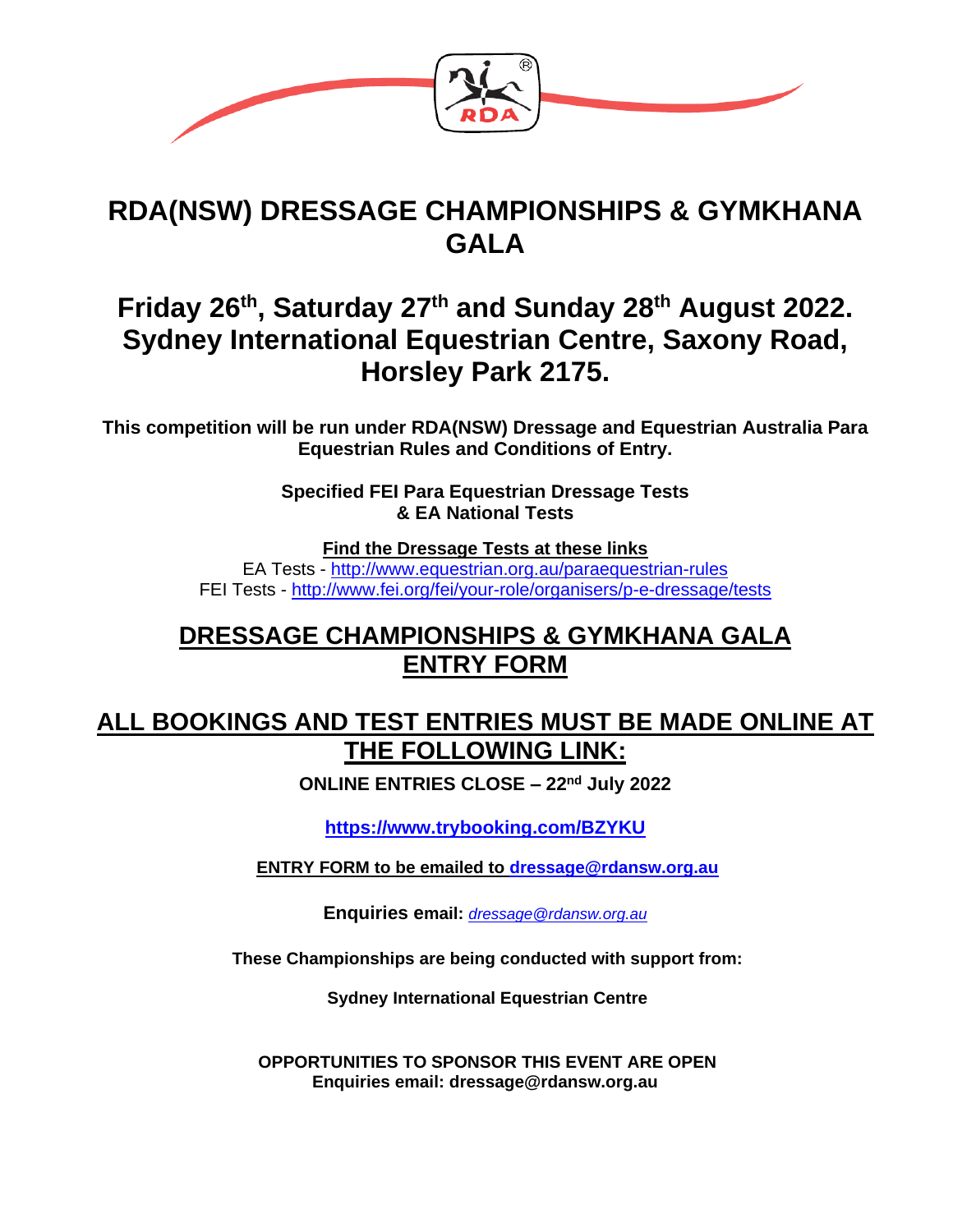# RDA(NSW) DRESSAGE CHAMPIONSHIPS & GYMKHANA GALA

## Friday 26th, Saturday 27th and Sunday 28th August 2022. Sydney International Equestrian Centre, Saxony Road, Horsley Park 2175.

**This competition will be run under RDA(NSW) Dressage and Equestrian Australia Para Equestrian Rules and Conditions of Entry.**

**Specified FEI Para Equestrian Dressage Tests**
**& EA National Tests**

**Find the Dressage Tests at these links**
EA Tests - http://www.equestrian.org.au/paraequestrian-rules
FEI Tests - http://www.fei.org/fei/your-role/organisers/p-e-dressage/tests

## DRESSAGE CHAMPIONSHIPS & GYMKHANA GALA ENTRY FORM

## ALL BOOKINGS AND TEST ENTRIES MUST BE MADE ONLINE AT THE FOLLOWING LINK:

**ONLINE ENTRIES CLOSE – 22nd July 2022**

**https://www.trybooking.com/BZYKU**

**ENTRY FORM to be emailed to dressage@rdansw.org.au**

**Enquiries email:** *dressage@rdansw.org.au*

**These Championships are being conducted with support from:**

**Sydney International Equestrian Centre**

**OPPORTUNITIES TO SPONSOR THIS EVENT ARE OPEN**
**Enquiries email: dressage@rdansw.org.au**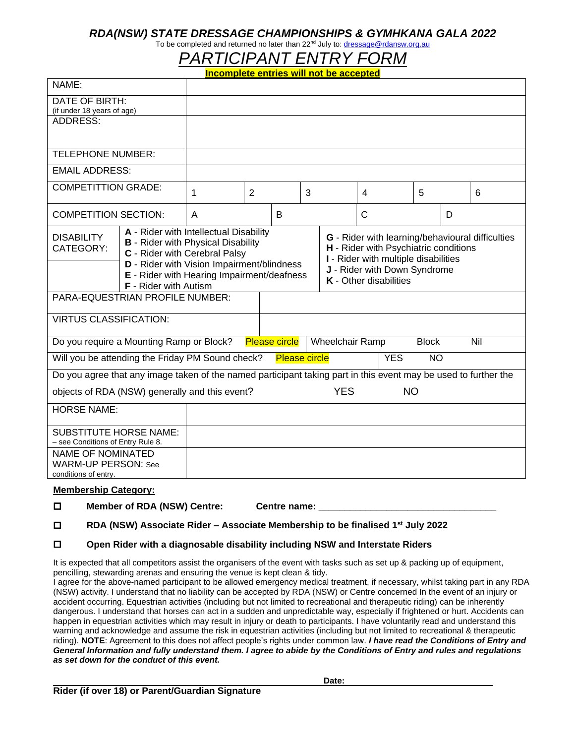## *RDA(NSW) STATE DRESSAGE CHAMPIONSHIPS & GYMHKANA GALA 2022*

To be completed and returned no later than 22nd July to: dressage@rdansw.org.au

# PARTICIPANT ENTRY FORM

**Incomplete entries will not be accepted**

| | | | | | | | | | | | |
|---|---|---|---|---|---|---|---|---|---|---|---|
| NAME: | | | | | | | | | | | |
| DATE OF BIRTH: (if under 18 years of age) | | | | | | | | | | | |
| ADDRESS: | | | | | | | | | | | |
| TELEPHONE NUMBER: | | | | | | | | | | | |
| EMAIL ADDRESS: | | | | | | | | | | | |
| COMPETITTION GRADE: | 1 | 2 | 3 | 4 | 5 | 6 | | | | | |
| COMPETITION SECTION: | A | B | C | D | | | | | | | |

| DISABILITY CATEGORY: | |
|---|---|
| **A** - Rider with Intellectual Disability<br>**B** - Rider with Physical Disability<br>**C** - Rider with Cerebral Palsy<br>**D** - Rider with Vision Impairment/blindness<br>**E** - Rider with Hearing Impairment/deafness<br>**F** - Rider with Autism | **G** - Rider with learning/behavioural difficulties<br>**H** - Rider with Psychiatric conditions<br>**I** - Rider with multiple disabilities<br>**J** - Rider with Down Syndrome<br>**K** - Other disabilities |

| | |
|---|---|
| PARA-EQUESTRIAN PROFILE NUMBER: | |
| VIRTUS CLASSIFICATION: | |

Do you require a Mounting Ramp or Block? Please circle — Wheelchair Ramp / Block / Nil

Will you be attending the Friday PM Sound check? Please circle — YES / NO

Do you agree that any image taken of the named participant taking part in this event may be used to further the objects of RDA (NSW) generally and this event? YES / NO

| | |
|---|---|
| HORSE NAME: | |
| SUBSTITUTE HORSE NAME: – see Conditions of Entry Rule 8. | |
| NAME OF NOMINATED WARM-UP PERSON: See conditions of entry. | |

**Membership Category:**

- ☐ **Member of RDA (NSW) Centre: Centre name: \_\_\_\_\_\_\_\_\_\_\_\_\_\_\_\_\_\_\_\_\_\_\_\_\_\_\_\_\_\_\_\_\_\_**
- ☐ **RDA (NSW) Associate Rider – Associate Membership to be finalised 1st July 2022**
- ☐ **Open Rider with a diagnosable disability including NSW and Interstate Riders**

It is expected that all competitors assist the organisers of the event with tasks such as set up & packing up of equipment, pencilling, stewarding arenas and ensuring the venue is kept clean & tidy.
I agree for the above-named participant to be allowed emergency medical treatment, if necessary, whilst taking part in any RDA (NSW) activity. I understand that no liability can be accepted by RDA (NSW) or Centre concerned In the event of an injury or accident occurring. Equestrian activities (including but not limited to recreational and therapeutic riding) can be inherently dangerous. I understand that horses can act in a sudden and unpredictable way, especially if frightened or hurt. Accidents can happen in equestrian activities which may result in injury or death to participants. I have voluntarily read and understand this warning and acknowledge and assume the risk in equestrian activities (including but not limited to recreational & therapeutic riding). **NOTE**: Agreement to this does not affect people's rights under common law. ***I have read the Conditions of Entry and General Information and fully understand them. I agree to abide by the Conditions of Entry and rules and regulations as set down for the conduct of this event.***

\_\_\_\_\_\_\_\_\_\_\_\_\_\_\_\_\_\_\_\_\_\_\_\_\_\_\_\_\_\_\_\_\_\_\_\_ **Date:** \_\_\_\_\_\_\_\_\_\_\_\_\_\_\_\_\_\_\_\_

**Rider (if over 18) or Parent/Guardian Signature**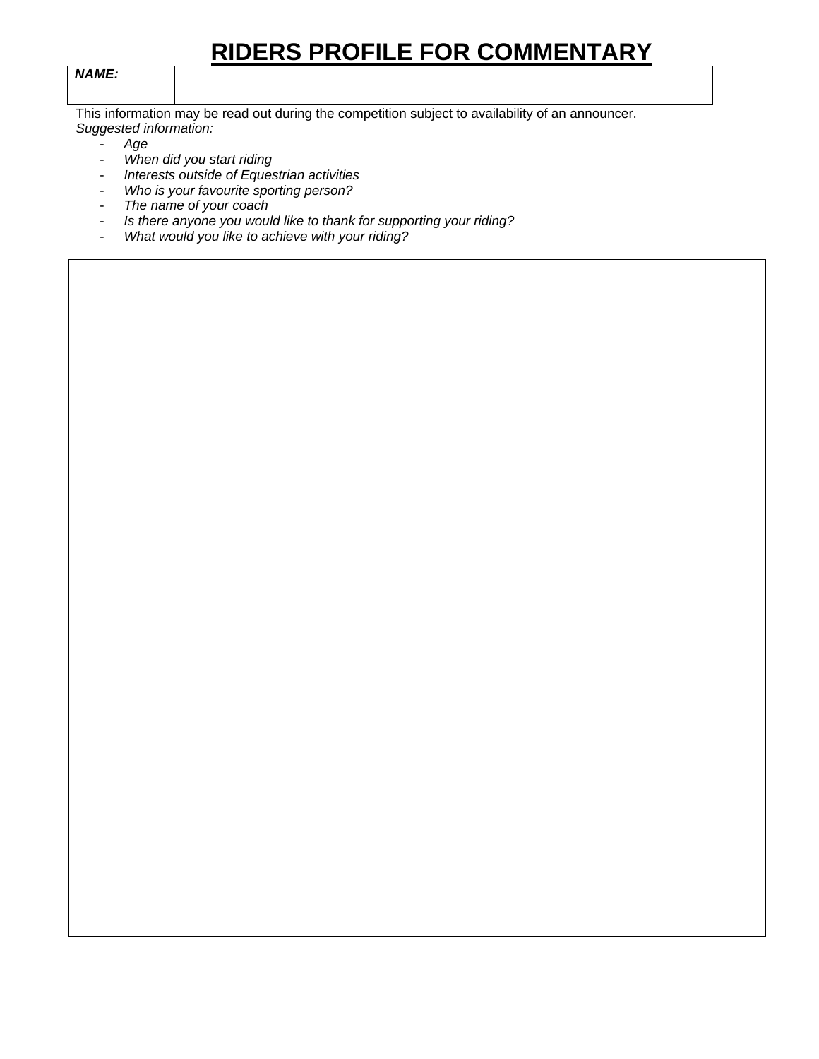# RIDERS PROFILE FOR COMMENTARY

| ***NAME:*** | |
|---|---|

This information may be read out during the competition subject to availability of an announcer.
*Suggested information:*

- *Age*
- *When did you start riding*
- *Interests outside of Equestrian activities*
- *Who is your favourite sporting person?*
- *The name of your coach*
- *Is there anyone you would like to thank for supporting your riding?*
- *What would you like to achieve with your riding?*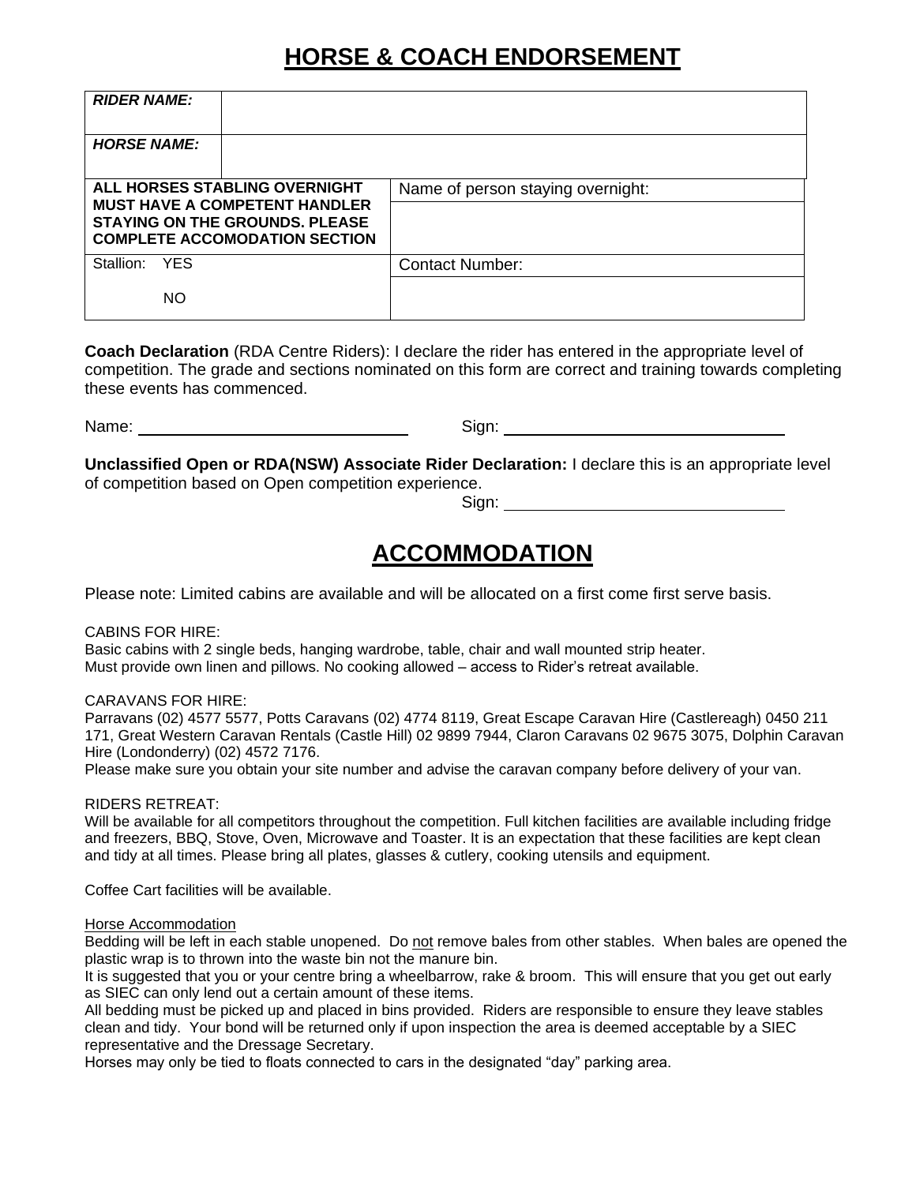# HORSE & COACH ENDORSEMENT

| | | |
|---|---|---|
| ***RIDER NAME:*** | | |
| ***HORSE NAME:*** | | |
| **ALL HORSES STABLING OVERNIGHT MUST HAVE A COMPETENT HANDLER STAYING ON THE GROUNDS. PLEASE COMPLETE ACCOMODATION SECTION** | | Name of person staying overnight: |
| Stallion: YES<br><br>NO | | Contact Number: |

**Coach Declaration** (RDA Centre Riders): I declare the rider has entered in the appropriate level of competition. The grade and sections nominated on this form are correct and training towards completing these events has commenced.

Name: ______________________________ Sign: ______________________________

**Unclassified Open or RDA(NSW) Associate Rider Declaration:** I declare this is an appropriate level of competition based on Open competition experience.

Sign: ______________________________

# ACCOMMODATION

Please note: Limited cabins are available and will be allocated on a first come first serve basis.

CABINS FOR HIRE:
Basic cabins with 2 single beds, hanging wardrobe, table, chair and wall mounted strip heater.
Must provide own linen and pillows. No cooking allowed – access to Rider's retreat available.

CARAVANS FOR HIRE:
Parravans (02) 4577 5577, Potts Caravans (02) 4774 8119, Great Escape Caravan Hire (Castlereagh) 0450 211 171, Great Western Caravan Rentals (Castle Hill) 02 9899 7944, Claron Caravans 02 9675 3075, Dolphin Caravan Hire (Londonderry) (02) 4572 7176.
Please make sure you obtain your site number and advise the caravan company before delivery of your van.

RIDERS RETREAT:
Will be available for all competitors throughout the competition. Full kitchen facilities are available including fridge and freezers, BBQ, Stove, Oven, Microwave and Toaster. It is an expectation that these facilities are kept clean and tidy at all times. Please bring all plates, glasses & cutlery, cooking utensils and equipment.

Coffee Cart facilities will be available.

Horse Accommodation

Bedding will be left in each stable unopened. Do not remove bales from other stables. When bales are opened the plastic wrap is to thrown into the waste bin not the manure bin.
It is suggested that you or your centre bring a wheelbarrow, rake & broom. This will ensure that you get out early as SIEC can only lend out a certain amount of these items.
All bedding must be picked up and placed in bins provided. Riders are responsible to ensure they leave stables clean and tidy. Your bond will be returned only if upon inspection the area is deemed acceptable by a SIEC representative and the Dressage Secretary.
Horses may only be tied to floats connected to cars in the designated "day" parking area.